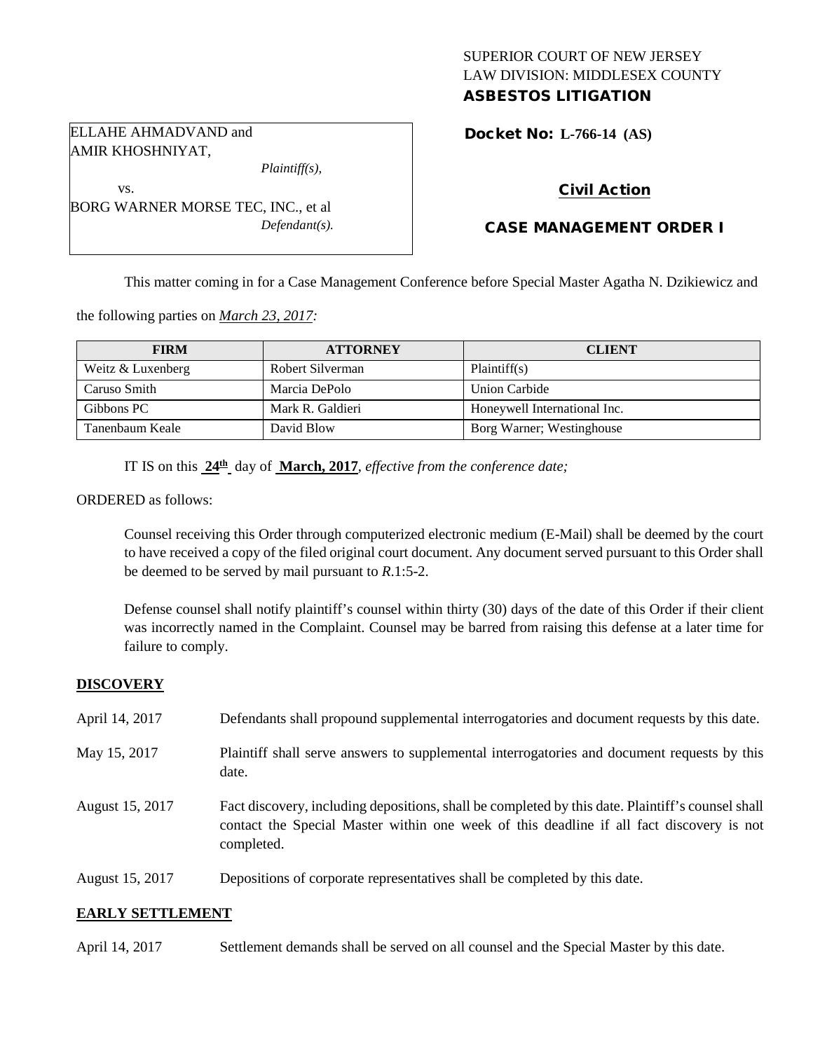SUPERIOR COURT OF NEW JERSEY
LAW DIVISION: MIDDLESEX COUNTY
**ASBESTOS LITIGATION**

ELLAHE AHMADVAND and AMIR KHOSHNIYAT,
*Plaintiff(s),*

vs.

BORG WARNER MORSE TEC, INC., et al
*Defendant(s).*

**Docket No: L-766-14 (AS)**

**Civil Action**

**CASE MANAGEMENT ORDER I**

This matter coming in for a Case Management Conference before Special Master Agatha N. Dzikiewicz and the following parties on *March 23, 2017:*

| FIRM | ATTORNEY | CLIENT |
|---|---|---|
| Weitz & Luxenberg | Robert Silverman | Plaintiff(s) |
| Caruso Smith | Marcia DePolo | Union Carbide |
| Gibbons PC | Mark R. Galdieri | Honeywell International Inc. |
| Tanenbaum Keale | David Blow | Borg Warner; Westinghouse |

IT IS on this **24th** day of **March, 2017**, *effective from the conference date;*

ORDERED as follows:

Counsel receiving this Order through computerized electronic medium (E-Mail) shall be deemed by the court to have received a copy of the filed original court document. Any document served pursuant to this Order shall be deemed to be served by mail pursuant to *R*.1:5-2.

Defense counsel shall notify plaintiff's counsel within thirty (30) days of the date of this Order if their client was incorrectly named in the Complaint. Counsel may be barred from raising this defense at a later time for failure to comply.

## DISCOVERY

| | |
|---|---|
| April 14, 2017 | Defendants shall propound supplemental interrogatories and document requests by this date. |
| May 15, 2017 | Plaintiff shall serve answers to supplemental interrogatories and document requests by this date. |
| August 15, 2017 | Fact discovery, including depositions, shall be completed by this date. Plaintiff's counsel shall contact the Special Master within one week of this deadline if all fact discovery is not completed. |
| August 15, 2017 | Depositions of corporate representatives shall be completed by this date. |

## EARLY SETTLEMENT

| | |
|---|---|
| April 14, 2017 | Settlement demands shall be served on all counsel and the Special Master by this date. |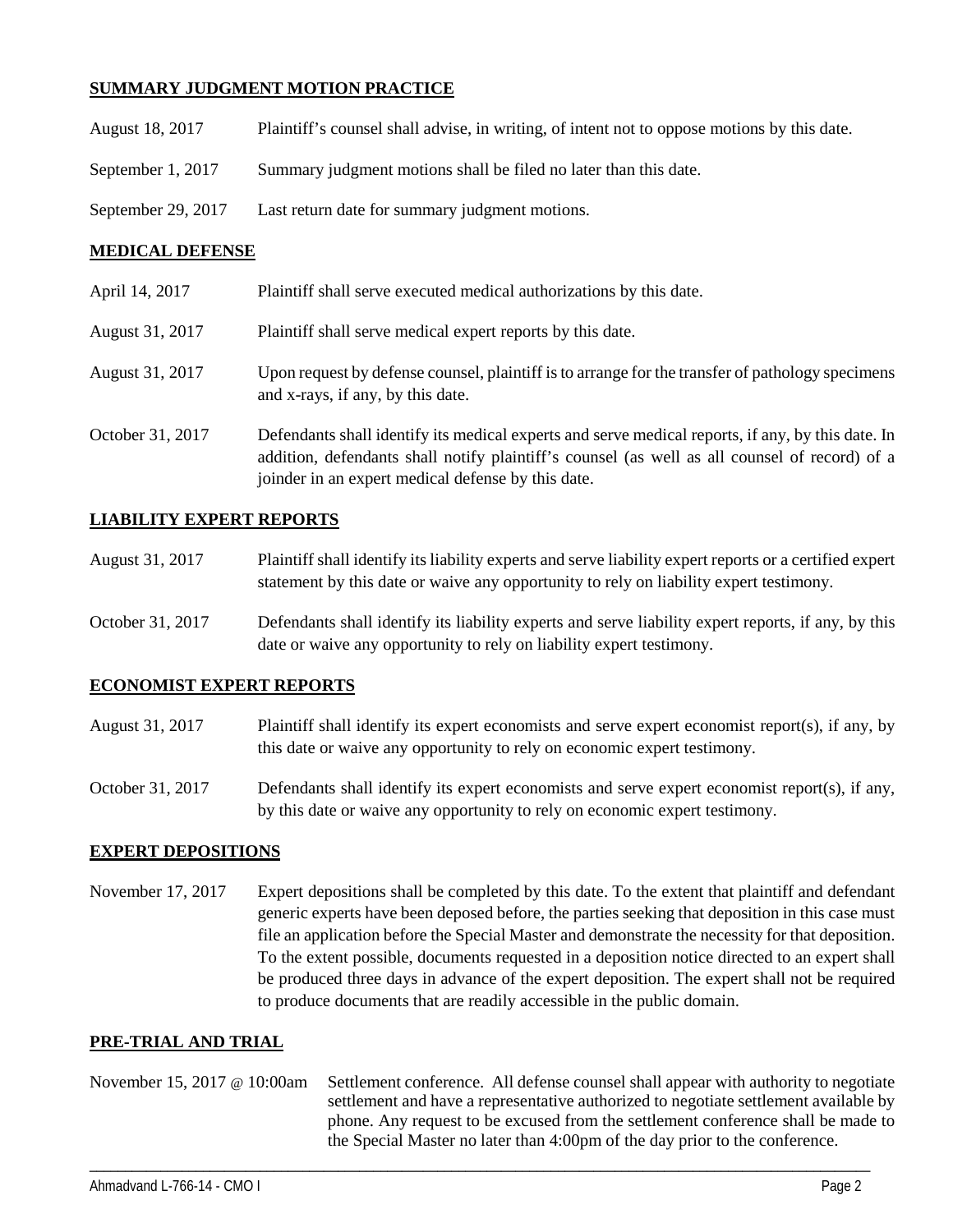## SUMMARY JUDGMENT MOTION PRACTICE

| | |
|---|---|
| August 18, 2017 | Plaintiff's counsel shall advise, in writing, of intent not to oppose motions by this date. |
| September 1, 2017 | Summary judgment motions shall be filed no later than this date. |
| September 29, 2017 | Last return date for summary judgment motions. |

## MEDICAL DEFENSE

| | |
|---|---|
| April 14, 2017 | Plaintiff shall serve executed medical authorizations by this date. |
| August 31, 2017 | Plaintiff shall serve medical expert reports by this date. |
| August 31, 2017 | Upon request by defense counsel, plaintiff is to arrange for the transfer of pathology specimens and x-rays, if any, by this date. |
| October 31, 2017 | Defendants shall identify its medical experts and serve medical reports, if any, by this date. In addition, defendants shall notify plaintiff's counsel (as well as all counsel of record) of a joinder in an expert medical defense by this date. |

## LIABILITY EXPERT REPORTS

| | |
|---|---|
| August 31, 2017 | Plaintiff shall identify its liability experts and serve liability expert reports or a certified expert statement by this date or waive any opportunity to rely on liability expert testimony. |
| October 31, 2017 | Defendants shall identify its liability experts and serve liability expert reports, if any, by this date or waive any opportunity to rely on liability expert testimony. |

## ECONOMIST EXPERT REPORTS

| | |
|---|---|
| August 31, 2017 | Plaintiff shall identify its expert economists and serve expert economist report(s), if any, by this date or waive any opportunity to rely on economic expert testimony. |
| October 31, 2017 | Defendants shall identify its expert economists and serve expert economist report(s), if any, by this date or waive any opportunity to rely on economic expert testimony. |

## EXPERT DEPOSITIONS

| | |
|---|---|
| November 17, 2017 | Expert depositions shall be completed by this date. To the extent that plaintiff and defendant generic experts have been deposed before, the parties seeking that deposition in this case must file an application before the Special Master and demonstrate the necessity for that deposition. To the extent possible, documents requested in a deposition notice directed to an expert shall be produced three days in advance of the expert deposition. The expert shall not be required to produce documents that are readily accessible in the public domain. |

## PRE-TRIAL AND TRIAL

| | |
|---|---|
| November 15, 2017 @ 10:00am | Settlement conference. All defense counsel shall appear with authority to negotiate settlement and have a representative authorized to negotiate settlement available by phone. Any request to be excused from the settlement conference shall be made to the Special Master no later than 4:00pm of the day prior to the conference. |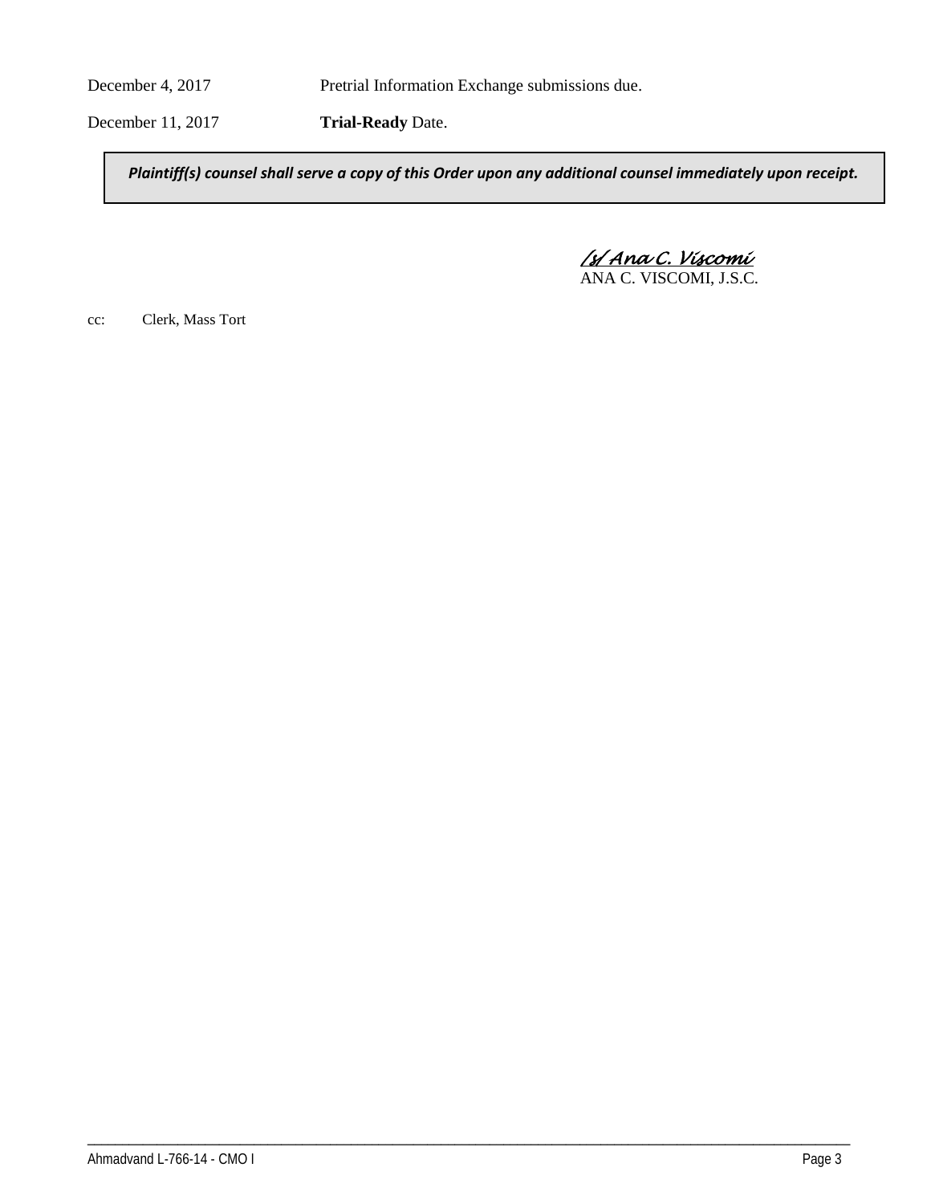| | |
|---|---|
| December 4, 2017 | Pretrial Information Exchange submissions due. |
| December 11, 2017 | **Trial-Ready** Date. |

***Plaintiff(s) counsel shall serve a copy of this Order upon any additional counsel immediately upon receipt.***

*/s/ Ana C. Viscomi*
ANA C. VISCOMI, J.S.C.

cc: Clerk, Mass Tort